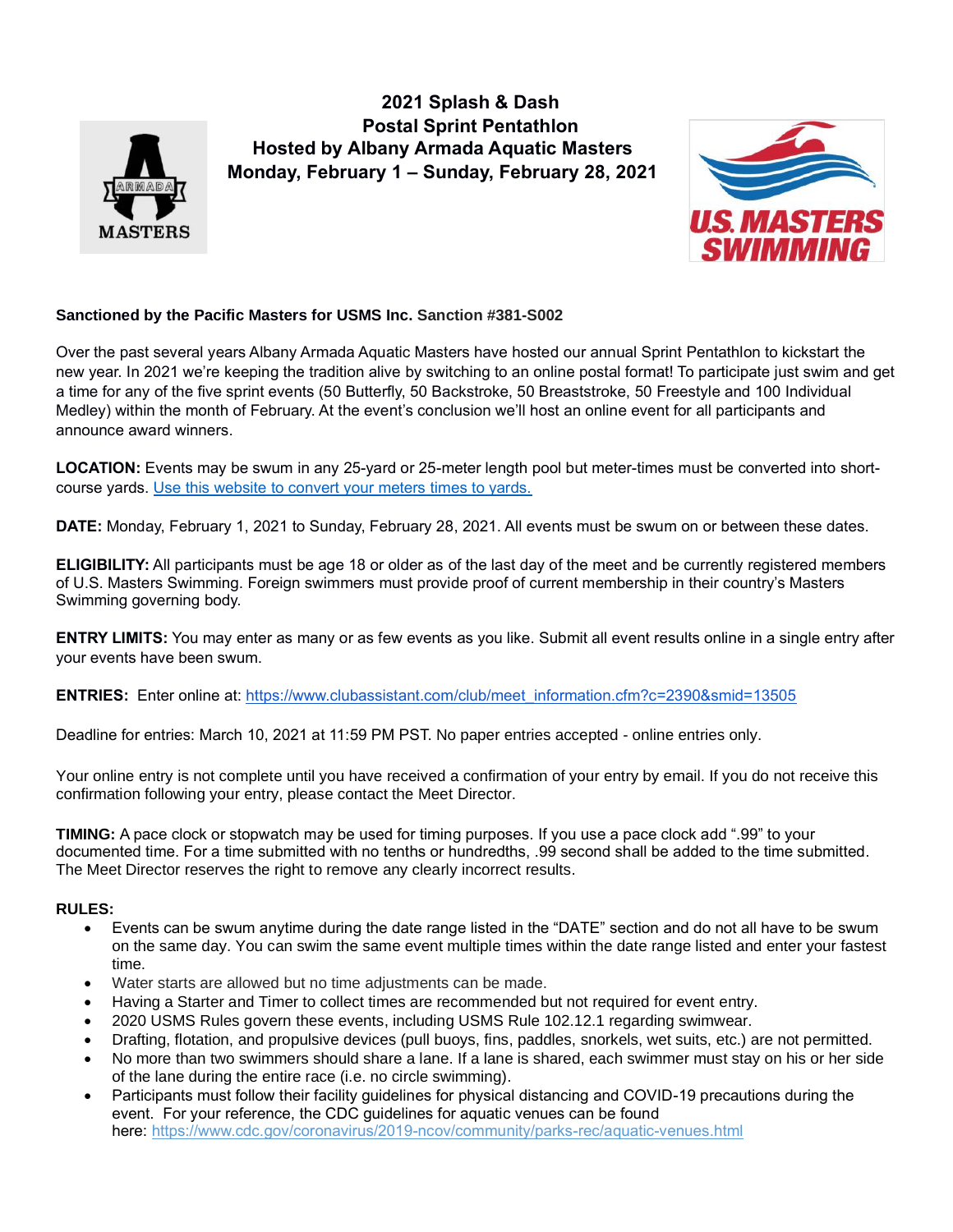# 2021 Splash & Dash
## Postal Sprint Pentathlon
## Hosted by Albany Armada Aquatic Masters
## Monday, February 1 – Sunday, February 28, 2021

**Sanctioned by the Pacific Masters for USMS Inc. Sanction #381-S002**

Over the past several years Albany Armada Aquatic Masters have hosted our annual Sprint Pentathlon to kickstart the new year. In 2021 we're keeping the tradition alive by switching to an online postal format! To participate just swim and get a time for any of the five sprint events (50 Butterfly, 50 Backstroke, 50 Breaststroke, 50 Freestyle and 100 Individual Medley) within the month of February. At the event's conclusion we'll host an online event for all participants and announce award winners.

**LOCATION:** Events may be swum in any 25-yard or 25-meter length pool but meter-times must be converted into short-course yards. Use this website to convert your meters times to yards.

**DATE:** Monday, February 1, 2021 to Sunday, February 28, 2021. All events must be swum on or between these dates.

**ELIGIBILITY:** All participants must be age 18 or older as of the last day of the meet and be currently registered members of U.S. Masters Swimming. Foreign swimmers must provide proof of current membership in their country's Masters Swimming governing body.

**ENTRY LIMITS:** You may enter as many or as few events as you like. Submit all event results online in a single entry after your events have been swum.

**ENTRIES:** Enter online at: https://www.clubassistant.com/club/meet_information.cfm?c=2390&smid=13505

Deadline for entries: March 10, 2021 at 11:59 PM PST. No paper entries accepted - online entries only.

Your online entry is not complete until you have received a confirmation of your entry by email. If you do not receive this confirmation following your entry, please contact the Meet Director.

**TIMING:** A pace clock or stopwatch may be used for timing purposes. If you use a pace clock add ".99" to your documented time. For a time submitted with no tenths or hundredths, .99 second shall be added to the time submitted. The Meet Director reserves the right to remove any clearly incorrect results.

**RULES:**

- Events can be swum anytime during the date range listed in the "DATE" section and do not all have to be swum on the same day. You can swim the same event multiple times within the date range listed and enter your fastest time.
- Water starts are allowed but no time adjustments can be made.
- Having a Starter and Timer to collect times are recommended but not required for event entry.
- 2020 USMS Rules govern these events, including USMS Rule 102.12.1 regarding swimwear.
- Drafting, flotation, and propulsive devices (pull buoys, fins, paddles, snorkels, wet suits, etc.) are not permitted.
- No more than two swimmers should share a lane. If a lane is shared, each swimmer must stay on his or her side of the lane during the entire race (i.e. no circle swimming).
- Participants must follow their facility guidelines for physical distancing and COVID-19 precautions during the event. For your reference, the CDC guidelines for aquatic venues can be found here: https://www.cdc.gov/coronavirus/2019-ncov/community/parks-rec/aquatic-venues.html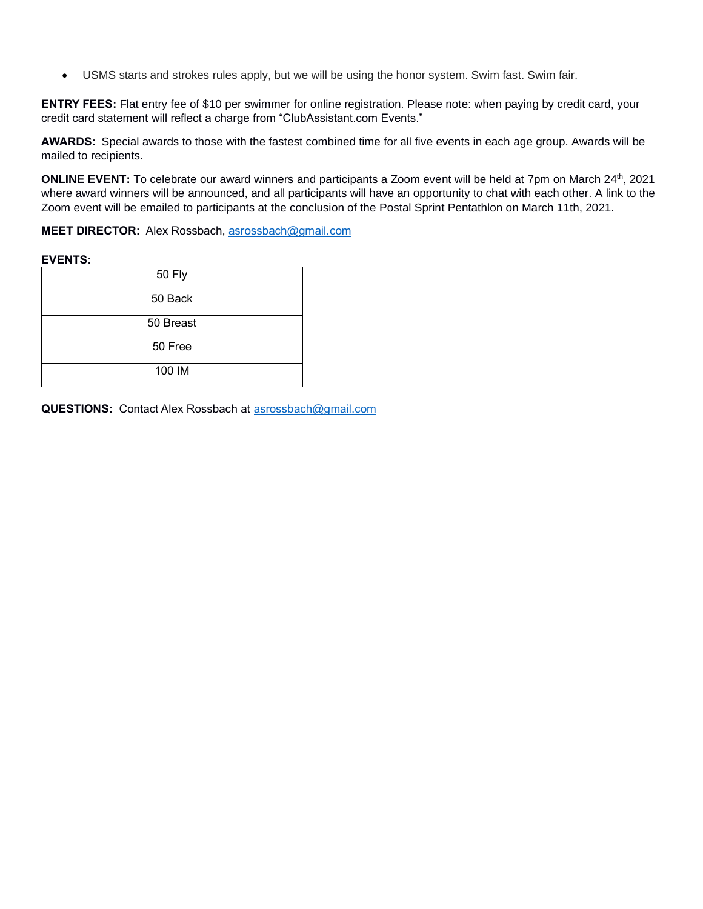- USMS starts and strokes rules apply, but we will be using the honor system. Swim fast. Swim fair.

**ENTRY FEES:** Flat entry fee of $10 per swimmer for online registration. Please note: when paying by credit card, your credit card statement will reflect a charge from “ClubAssistant.com Events.”

**AWARDS:** Special awards to those with the fastest combined time for all five events in each age group. Awards will be mailed to recipients.

**ONLINE EVENT:** To celebrate our award winners and participants a Zoom event will be held at 7pm on March 24th, 2021 where award winners will be announced, and all participants will have an opportunity to chat with each other. A link to the Zoom event will be emailed to participants at the conclusion of the Postal Sprint Pentathlon on March 11th, 2021.

**MEET DIRECTOR:** Alex Rossbach, asrossbach@gmail.com

**EVENTS:**

| |
|---|
| 50 Fly |
| 50 Back |
| 50 Breast |
| 50 Free |
| 100 IM |

**QUESTIONS:** Contact Alex Rossbach at asrossbach@gmail.com